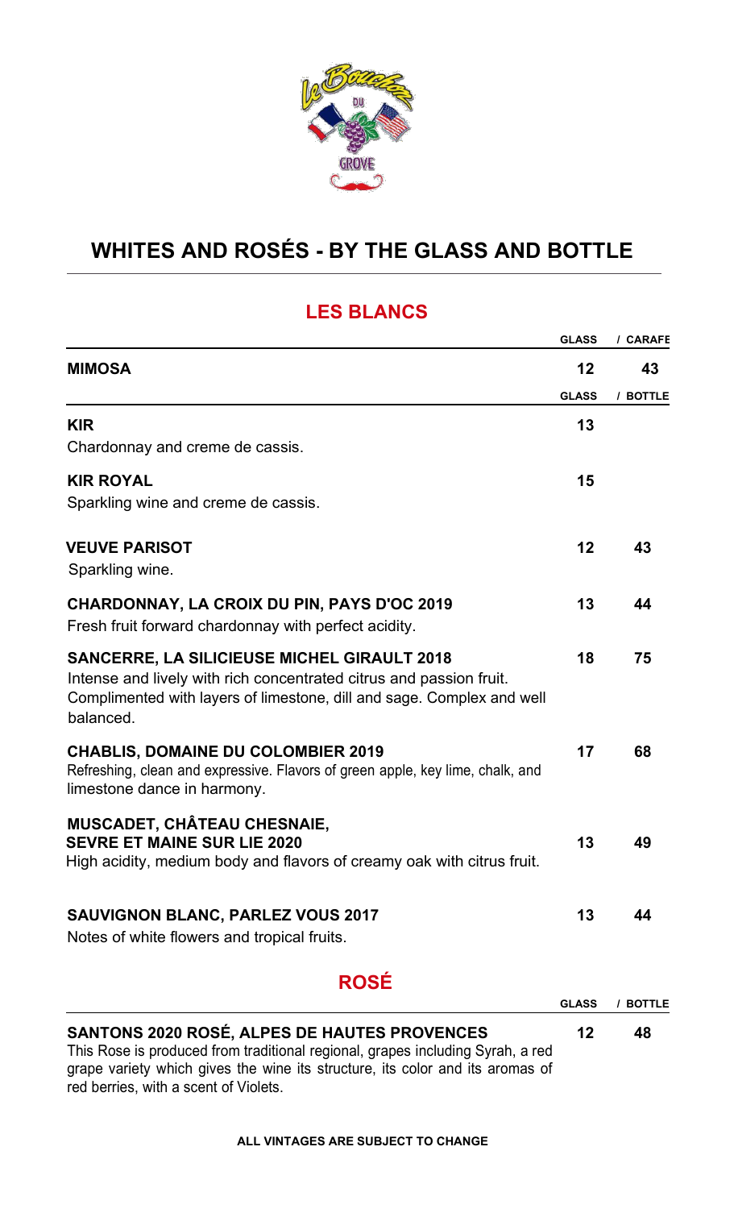# WHITES AND ROSÉS - BY THE GLASS AND BOTTLE

## LES BLANCS

| | GLASS | / CARAFE |
|---|---|---|
| **MIMOSA** | 12 | 43 |

| | GLASS | / BOTTLE |
|---|---|---|
| **KIR**<br>Chardonnay and creme de cassis. | 13 | |
| **KIR ROYAL**<br>Sparkling wine and creme de cassis. | 15 | |
| **VEUVE PARISOT**<br>Sparkling wine. | 12 | 43 |
| **CHARDONNAY, LA CROIX DU PIN, PAYS D'OC 2019**<br>Fresh fruit forward chardonnay with perfect acidity. | 13 | 44 |
| **SANCERRE, LA SILICIEUSE MICHEL GIRAULT 2018**<br>Intense and lively with rich concentrated citrus and passion fruit. Complimented with layers of limestone, dill and sage. Complex and well balanced. | 18 | 75 |
| **CHABLIS, DOMAINE DU COLOMBIER 2019**<br>Refreshing, clean and expressive. Flavors of green apple, key lime, chalk, and limestone dance in harmony. | 17 | 68 |
| **MUSCADET, CHÂTEAU CHESNAIE, SEVRE ET MAINE SUR LIE 2020**<br>High acidity, medium body and flavors of creamy oak with citrus fruit. | 13 | 49 |
| **SAUVIGNON BLANC, PARLEZ VOUS 2017**<br>Notes of white flowers and tropical fruits. | 13 | 44 |

## ROSÉ

| | GLASS | / BOTTLE |
|---|---|---|
| **SANTONS 2020 ROSÉ, ALPES DE HAUTES PROVENCES**<br>This Rose is produced from traditional regional, grapes including Syrah, a red grape variety which gives the wine its structure, its color and its aromas of red berries, with a scent of Violets. | 12 | 48 |

**ALL VINTAGES ARE SUBJECT TO CHANGE**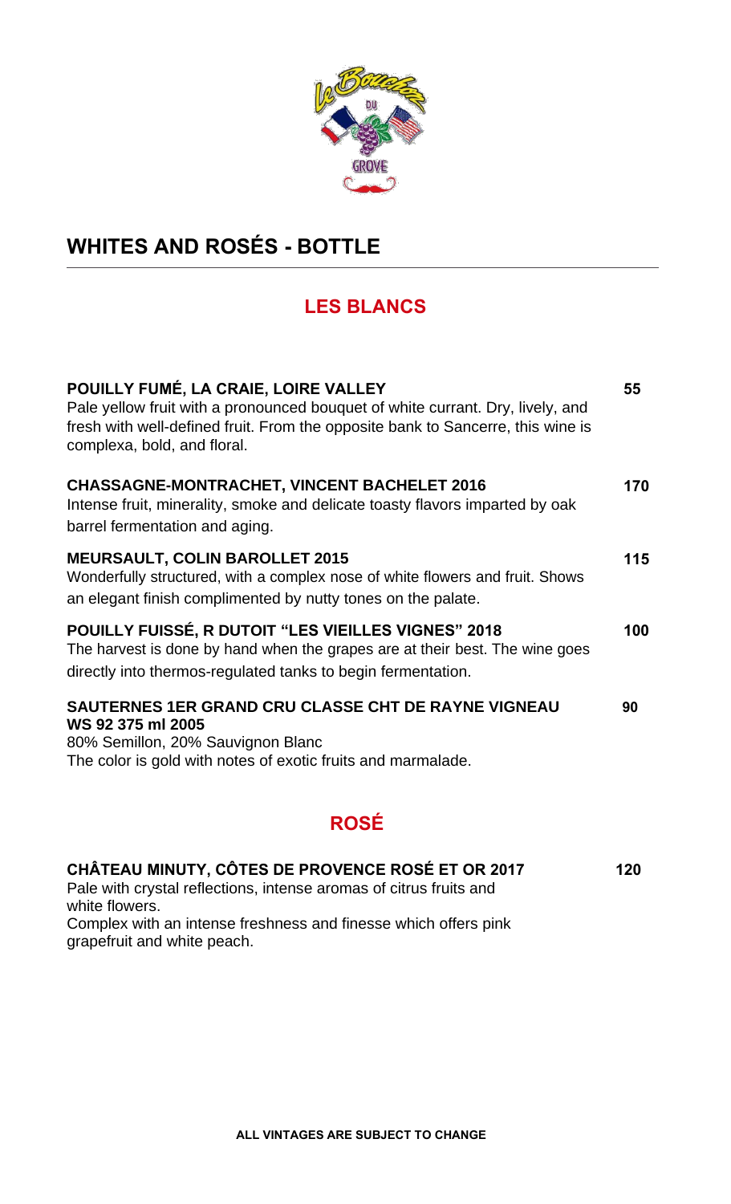# WHITES AND ROSÉS - BOTTLE

## LES BLANCS

**POUILLY FUMÉ, LA CRAIE, LOIRE VALLEY** **55**
Pale yellow fruit with a pronounced bouquet of white currant. Dry, lively, and fresh with well-defined fruit. From the opposite bank to Sancerre, this wine is complexa, bold, and floral.

**CHASSAGNE-MONTRACHET, VINCENT BACHELET 2016** **170**
Intense fruit, minerality, smoke and delicate toasty flavors imparted by oak barrel fermentation and aging.

**MEURSAULT, COLIN BAROLLET 2015** **115**
Wonderfully structured, with a complex nose of white flowers and fruit. Shows an elegant finish complimented by nutty tones on the palate.

**POUILLY FUISSÉ, R DUTOIT "LES VIEILLES VIGNES" 2018** **100**
The harvest is done by hand when the grapes are at their best. The wine goes directly into thermos-regulated tanks to begin fermentation.

**SAUTERNES 1ER GRAND CRU CLASSE CHT DE RAYNE VIGNEAU WS 92 375 ml 2005** **90**
80% Semillon, 20% Sauvignon Blanc
The color is gold with notes of exotic fruits and marmalade.

## ROSÉ

**CHÂTEAU MINUTY, CÔTES DE PROVENCE ROSÉ ET OR 2017** **120**
Pale with crystal reflections, intense aromas of citrus fruits and white flowers.
Complex with an intense freshness and finesse which offers pink grapefruit and white peach.

**ALL VINTAGES ARE SUBJECT TO CHANGE**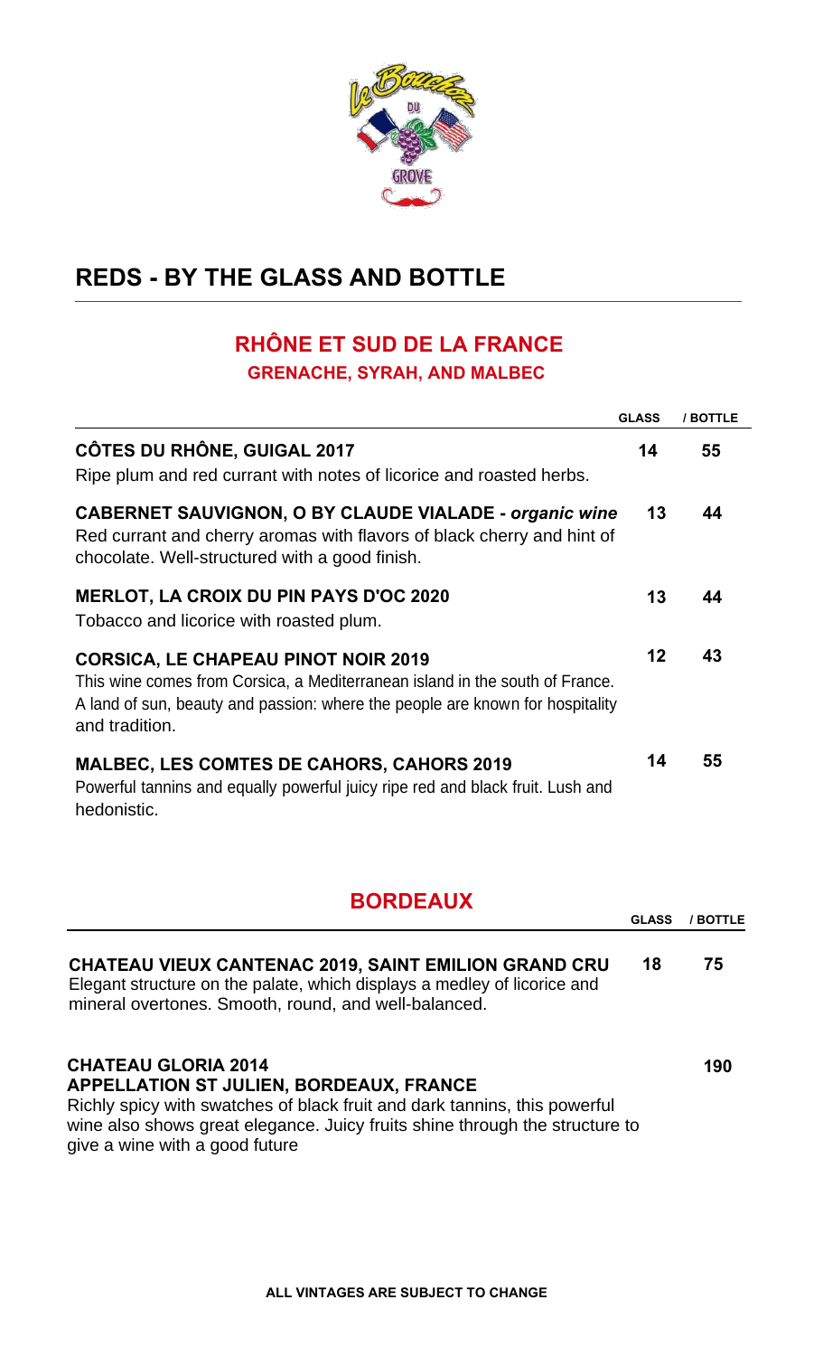# REDS - BY THE GLASS AND BOTTLE

## RHÔNE ET SUD DE LA FRANCE

### GRENACHE, SYRAH, AND MALBEC

| | GLASS | / BOTTLE |
|---|---|---|
| **CÔTES DU RHÔNE, GUIGAL 2017**<br>Ripe plum and red currant with notes of licorice and roasted herbs. | 14 | 55 |
| **CABERNET SAUVIGNON, O BY CLAUDE VIALADE - *organic wine***<br>Red currant and cherry aromas with flavors of black cherry and hint of chocolate. Well-structured with a good finish. | 13 | 44 |
| **MERLOT, LA CROIX DU PIN PAYS D'OC 2020**<br>Tobacco and licorice with roasted plum. | 13 | 44 |
| **CORSICA, LE CHAPEAU PINOT NOIR 2019**<br>This wine comes from Corsica, a Mediterranean island in the south of France. A land of sun, beauty and passion: where the people are known for hospitality and tradition. | 12 | 43 |
| **MALBEC, LES COMTES DE CAHORS, CAHORS 2019**<br>Powerful tannins and equally powerful juicy ripe red and black fruit. Lush and hedonistic. | 14 | 55 |

## BORDEAUX

| | GLASS | / BOTTLE |
|---|---|---|
| **CHATEAU VIEUX CANTENAC 2019, SAINT EMILION GRAND CRU**<br>Elegant structure on the palate, which displays a medley of licorice and mineral overtones. Smooth, round, and well-balanced. | 18 | 75 |
| **CHATEAU GLORIA 2014**<br>**APPELLATION ST JULIEN, BORDEAUX, FRANCE**<br>Richly spicy with swatches of black fruit and dark tannins, this powerful wine also shows great elegance. Juicy fruits shine through the structure to give a wine with a good future | | 190 |

**ALL VINTAGES ARE SUBJECT TO CHANGE**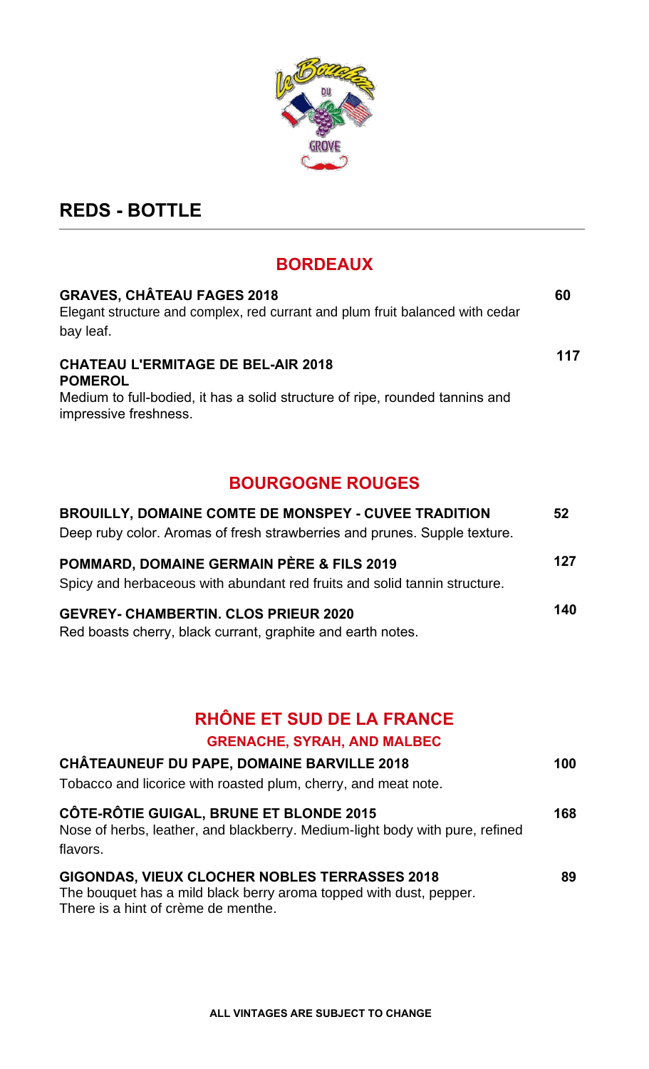## REDS - BOTTLE

### BORDEAUX

**GRAVES, CHÂTEAU FAGES 2018** — **60**
Elegant structure and complex, red currant and plum fruit balanced with cedar bay leaf.

**CHATEAU L'ERMITAGE DE BEL-AIR 2018** — **117**
**POMEROL**
Medium to full-bodied, it has a solid structure of ripe, rounded tannins and impressive freshness.

### BOURGOGNE ROUGES

**BROUILLY, DOMAINE COMTE DE MONSPEY - CUVEE TRADITION** — **52**
Deep ruby color. Aromas of fresh strawberries and prunes. Supple texture.

**POMMARD, DOMAINE GERMAIN PÈRE & FILS 2019** — **127**
Spicy and herbaceous with abundant red fruits and solid tannin structure.

**GEVREY- CHAMBERTIN. CLOS PRIEUR 2020** — **140**
Red boasts cherry, black currant, graphite and earth notes.

### RHÔNE ET SUD DE LA FRANCE

#### GRENACHE, SYRAH, AND MALBEC

**CHÂTEAUNEUF DU PAPE, DOMAINE BARVILLE 2018** — **100**
Tobacco and licorice with roasted plum, cherry, and meat note.

**CÔTE-RÔTIE GUIGAL, BRUNE ET BLONDE 2015** — **168**
Nose of herbs, leather, and blackberry. Medium-light body with pure, refined flavors.

**GIGONDAS, VIEUX CLOCHER NOBLES TERRASSES 2018** — **89**
The bouquet has a mild black berry aroma topped with dust, pepper.
There is a hint of crème de menthe.

**ALL VINTAGES ARE SUBJECT TO CHANGE**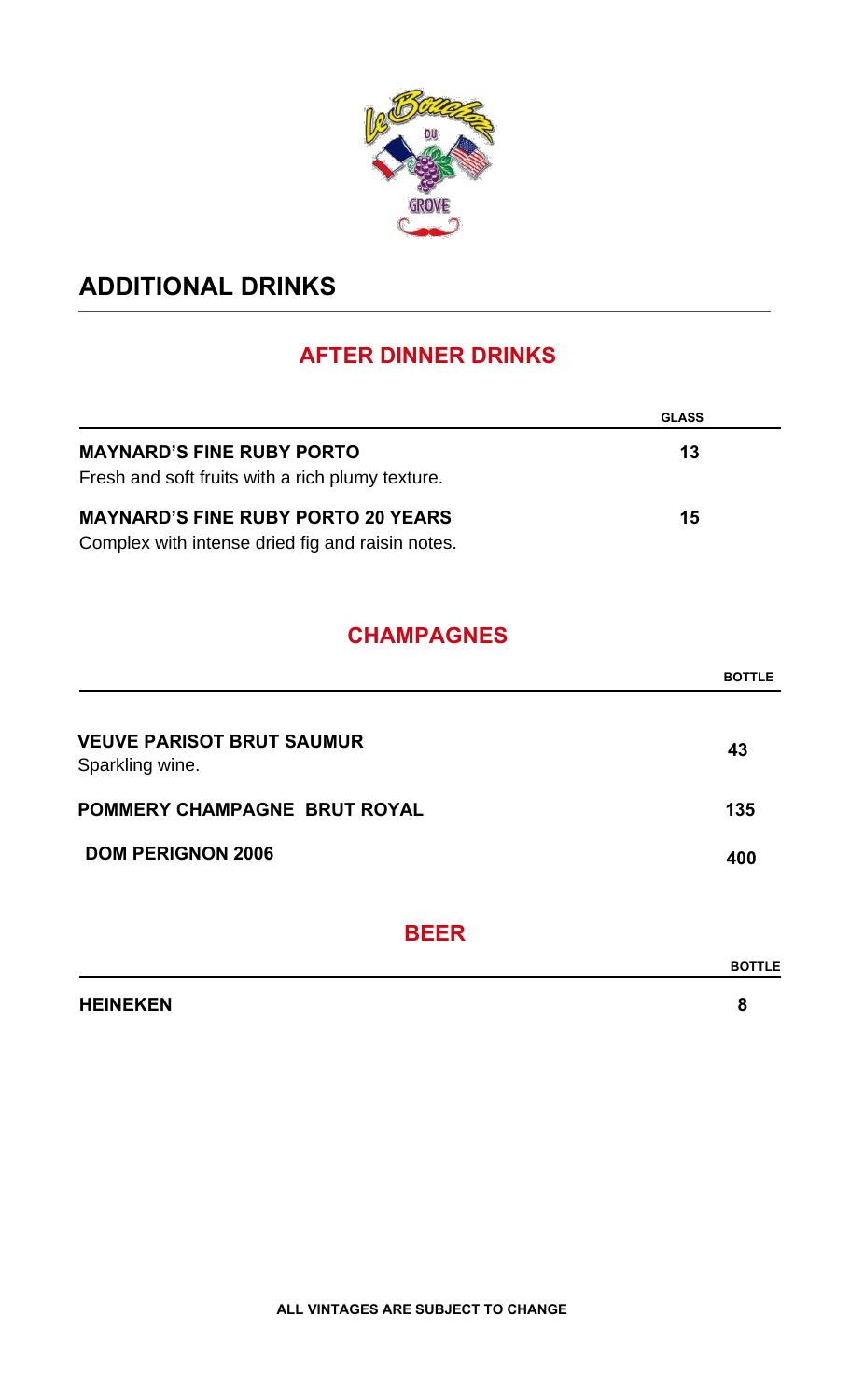## ADDITIONAL DRINKS

### AFTER DINNER DRINKS

| | GLASS |
|---|---|
| **MAYNARD'S FINE RUBY PORTO**<br>Fresh and soft fruits with a rich plumy texture. | **13** |
| **MAYNARD'S FINE RUBY PORTO 20 YEARS**<br>Complex with intense dried fig and raisin notes. | **15** |

### CHAMPAGNES

| | BOTTLE |
|---|---|
| **VEUVE PARISOT BRUT SAUMUR**<br>Sparkling wine. | **43** |
| **POMMERY CHAMPAGNE BRUT ROYAL** | **135** |
| **DOM PERIGNON 2006** | **400** |

### BEER

| | BOTTLE |
|---|---|
| **HEINEKEN** | **8** |

**ALL VINTAGES ARE SUBJECT TO CHANGE**